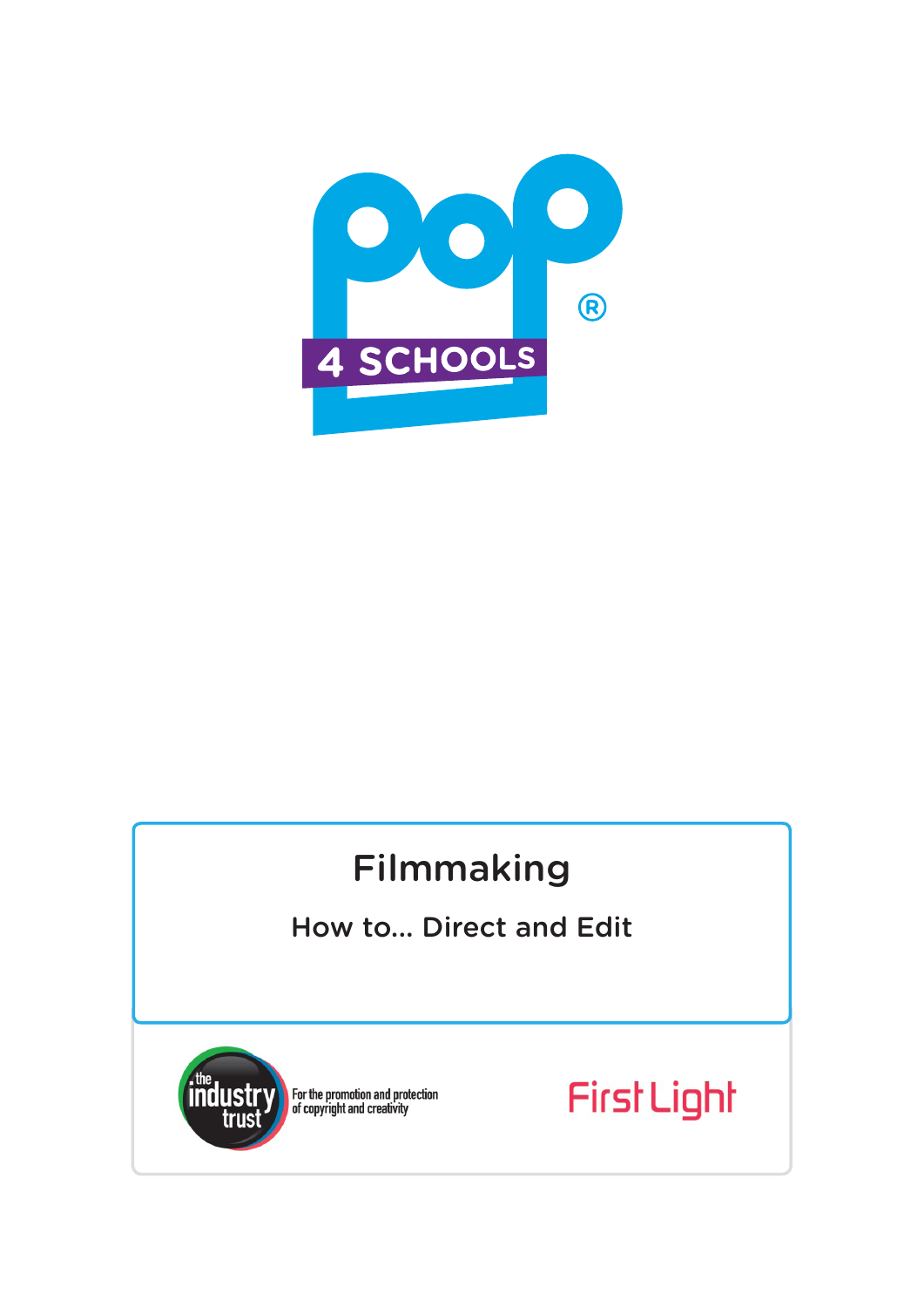POP 4 SCHOOLS®

# Filmmaking

## How to... Direct and Edit

the industry trust — For the promotion and protection of copyright and creativity

First Light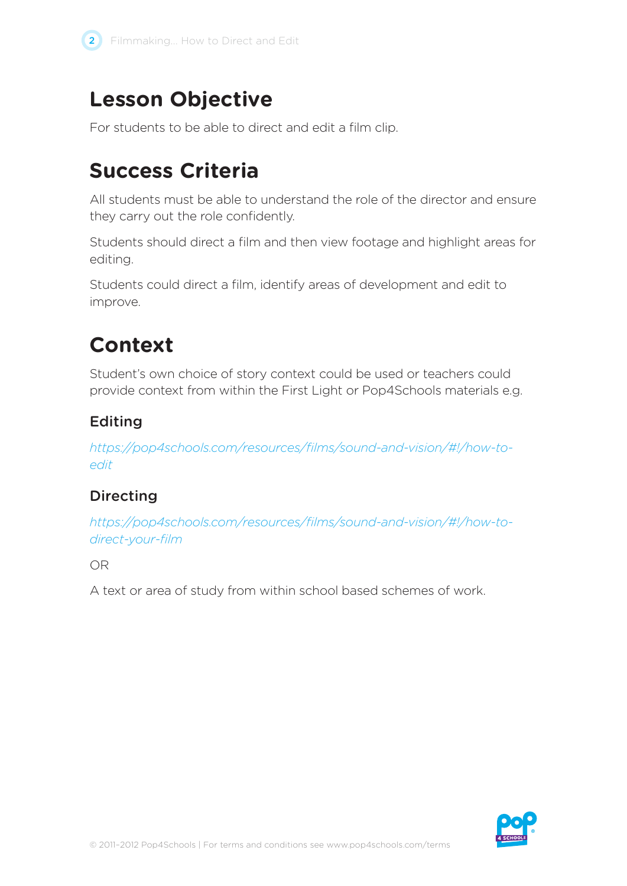## Lesson Objective

For students to be able to direct and edit a film clip.

## Success Criteria

All students must be able to understand the role of the director and ensure they carry out the role confidently.

Students should direct a film and then view footage and highlight areas for editing.

Students could direct a film, identify areas of development and edit to improve.

## Context

Student's own choice of story context could be used or teachers could provide context from within the First Light or Pop4Schools materials e.g.

### Editing

*https://pop4schools.com/resources/films/sound-and-vision/#!/how-to-edit*

### Directing

*https://pop4schools.com/resources/films/sound-and-vision/#!/how-to-direct-your-film*

OR

A text or area of study from within school based schemes of work.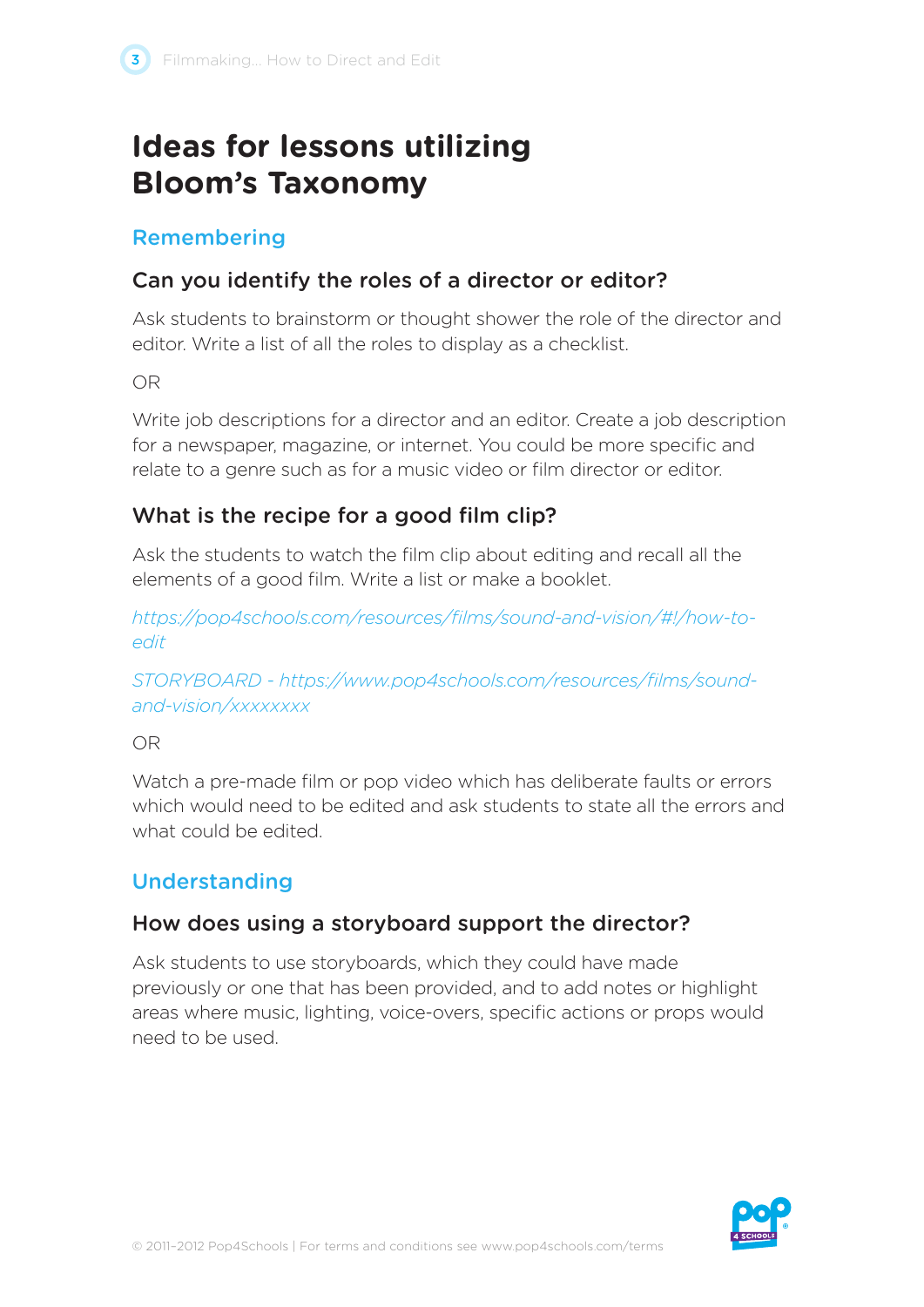# Ideas for lessons utilizing Bloom's Taxonomy

## Remembering

### Can you identify the roles of a director or editor?

Ask students to brainstorm or thought shower the role of the director and editor. Write a list of all the roles to display as a checklist.

OR

Write job descriptions for a director and an editor. Create a job description for a newspaper, magazine, or internet. You could be more specific and relate to a genre such as for a music video or film director or editor.

### What is the recipe for a good film clip?

Ask the students to watch the film clip about editing and recall all the elements of a good film. Write a list or make a booklet.

*https://pop4schools.com/resources/films/sound-and-vision/#!/how-to-edit*

*STORYBOARD - https://www.pop4schools.com/resources/films/sound-and-vision/xxxxxxxx*

OR

Watch a pre-made film or pop video which has deliberate faults or errors which would need to be edited and ask students to state all the errors and what could be edited.

## Understanding

### How does using a storyboard support the director?

Ask students to use storyboards, which they could have made previously or one that has been provided, and to add notes or highlight areas where music, lighting, voice-overs, specific actions or props would need to be used.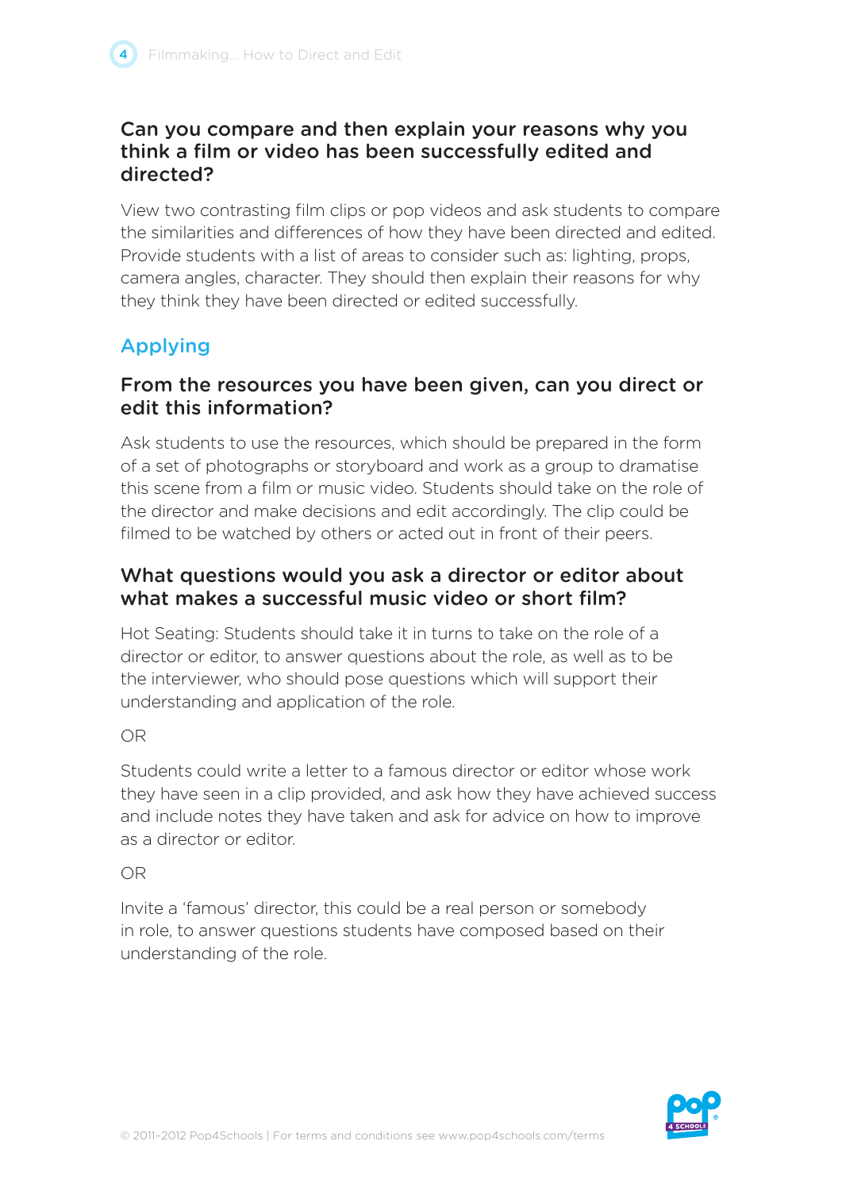### Can you compare and then explain your reasons why you think a film or video has been successfully edited and directed?

View two contrasting film clips or pop videos and ask students to compare the similarities and differences of how they have been directed and edited. Provide students with a list of areas to consider such as: lighting, props, camera angles, character. They should then explain their reasons for why they think they have been directed or edited successfully.

## Applying

### From the resources you have been given, can you direct or edit this information?

Ask students to use the resources, which should be prepared in the form of a set of photographs or storyboard and work as a group to dramatise this scene from a film or music video. Students should take on the role of the director and make decisions and edit accordingly. The clip could be filmed to be watched by others or acted out in front of their peers.

### What questions would you ask a director or editor about what makes a successful music video or short film?

Hot Seating: Students should take it in turns to take on the role of a director or editor, to answer questions about the role, as well as to be the interviewer, who should pose questions which will support their understanding and application of the role.

OR

Students could write a letter to a famous director or editor whose work they have seen in a clip provided, and ask how they have achieved success and include notes they have taken and ask for advice on how to improve as a director or editor.

OR

Invite a 'famous' director, this could be a real person or somebody in role, to answer questions students have composed based on their understanding of the role.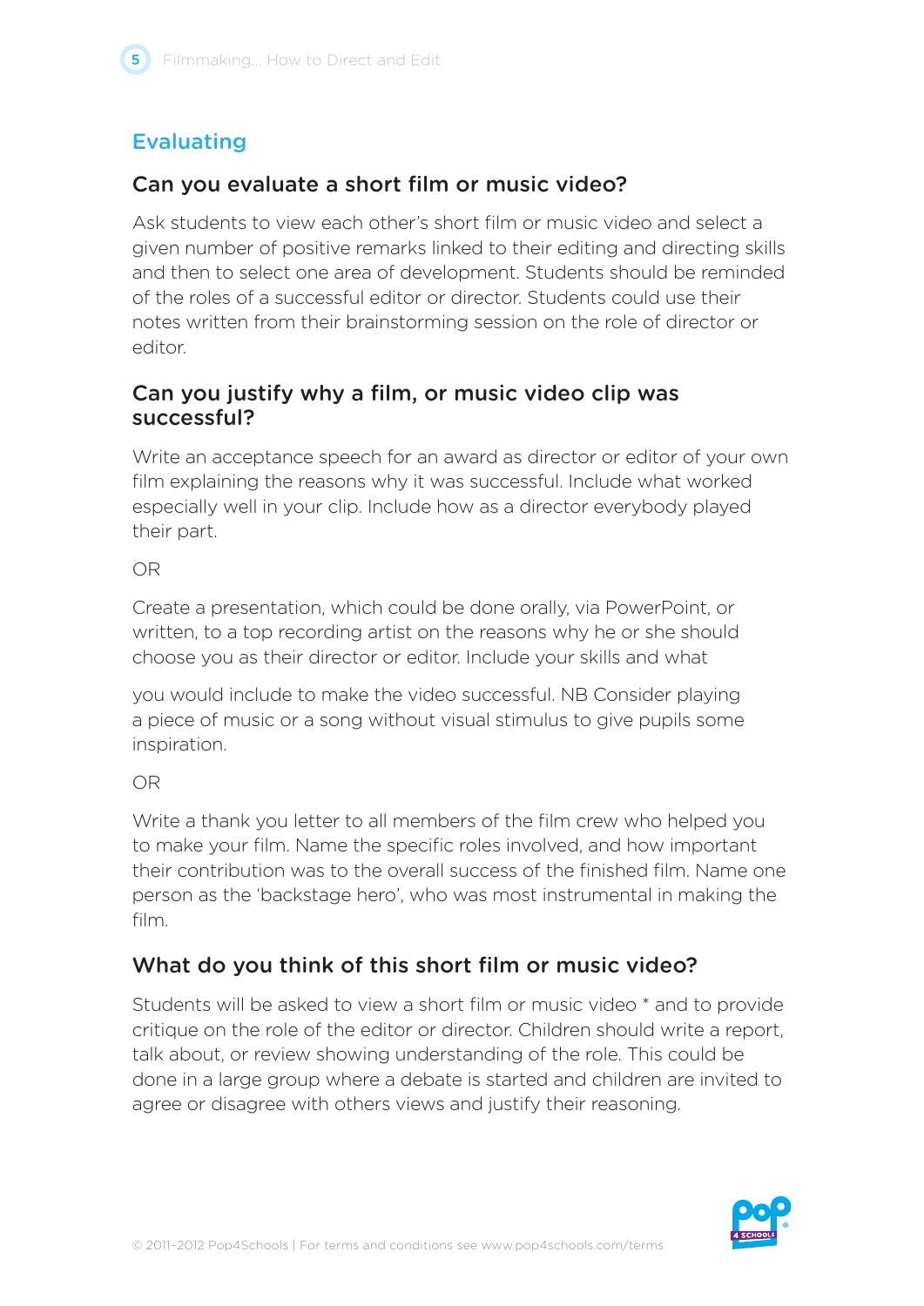## Evaluating

### Can you evaluate a short film or music video?

Ask students to view each other's short film or music video and select a given number of positive remarks linked to their editing and directing skills and then to select one area of development. Students should be reminded of the roles of a successful editor or director. Students could use their notes written from their brainstorming session on the role of director or editor.

### Can you justify why a film, or music video clip was successful?

Write an acceptance speech for an award as director or editor of your own film explaining the reasons why it was successful. Include what worked especially well in your clip. Include how as a director everybody played their part.

OR

Create a presentation, which could be done orally, via PowerPoint, or written, to a top recording artist on the reasons why he or she should choose you as their director or editor. Include your skills and what you would include to make the video successful. NB Consider playing a piece of music or a song without visual stimulus to give pupils some inspiration.

OR

Write a thank you letter to all members of the film crew who helped you to make your film. Name the specific roles involved, and how important their contribution was to the overall success of the finished film. Name one person as the 'backstage hero', who was most instrumental in making the film.

### What do you think of this short film or music video?

Students will be asked to view a short film or music video * and to provide critique on the role of the editor or director. Children should write a report, talk about, or review showing understanding of the role. This could be done in a large group where a debate is started and children are invited to agree or disagree with others views and justify their reasoning.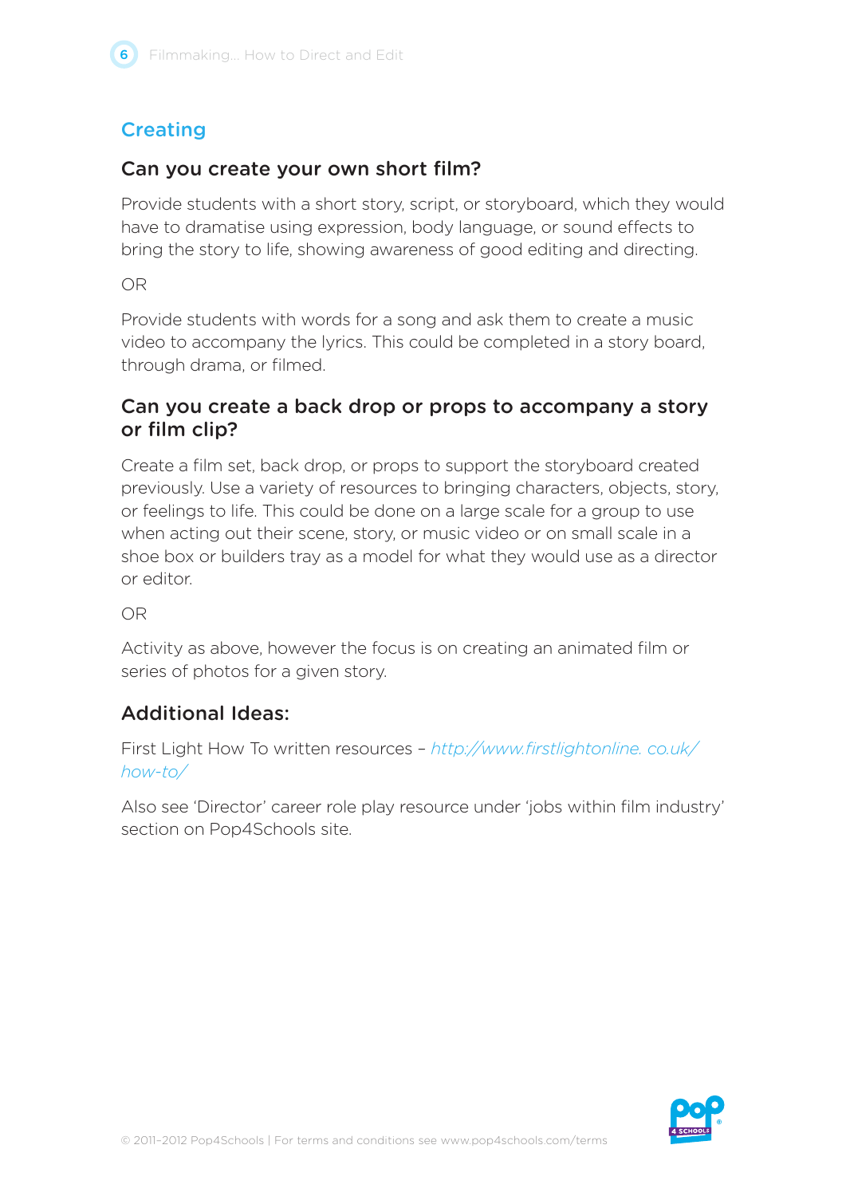## Creating

### Can you create your own short film?

Provide students with a short story, script, or storyboard, which they would have to dramatise using expression, body language, or sound effects to bring the story to life, showing awareness of good editing and directing.

OR

Provide students with words for a song and ask them to create a music video to accompany the lyrics. This could be completed in a story board, through drama, or filmed.

### Can you create a back drop or props to accompany a story or film clip?

Create a film set, back drop, or props to support the storyboard created previously. Use a variety of resources to bringing characters, objects, story, or feelings to life. This could be done on a large scale for a group to use when acting out their scene, story, or music video or on small scale in a shoe box or builders tray as a model for what they would use as a director or editor.

OR

Activity as above, however the focus is on creating an animated film or series of photos for a given story.

### Additional Ideas:

First Light How To written resources – *http://www.firstlightonline. co.uk/how-to/*

Also see 'Director' career role play resource under 'jobs within film industry' section on Pop4Schools site.